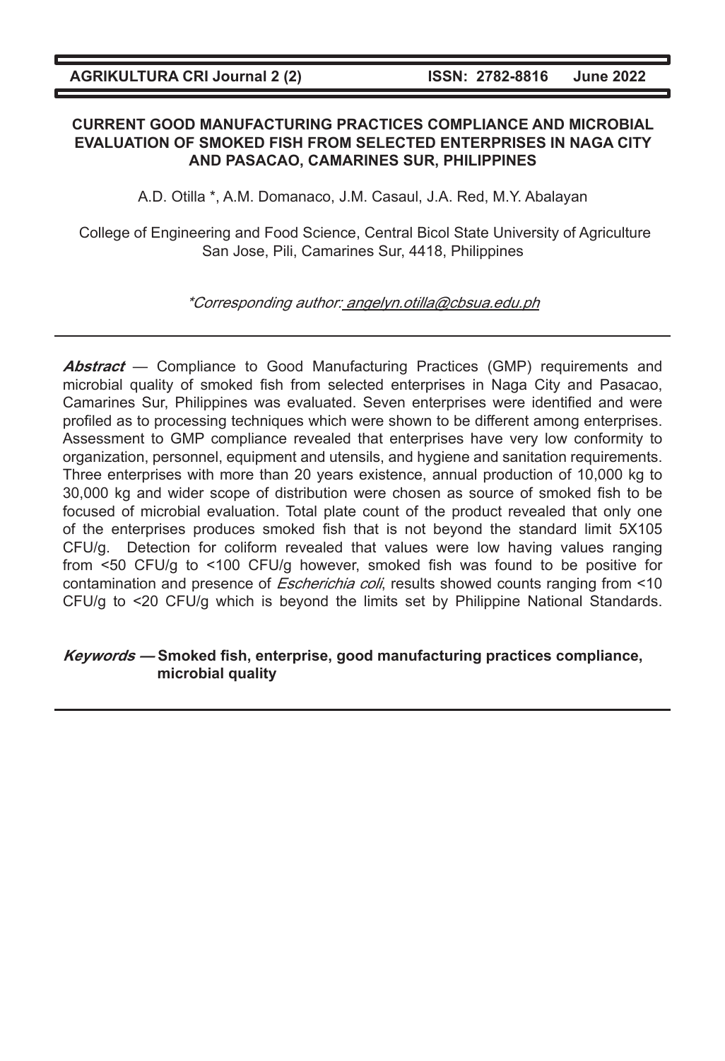# CURRENT GOOD MANUFACTURING PRACTICES COMPLIANCE AND MICROBIAL EVALUATION OF SMOKED FISH FROM SELECTED ENTERPRISES IN NAGA CITY AND PASACAO, CAMARINES SUR, PHILIPPINES

A.D. Otilla *, A.M. Domanaco, J.M. Casaul, J.A. Red, M.Y. Abalayan

College of Engineering and Food Science, Central Bicol State University of Agriculture San Jose, Pili, Camarines Sur, 4418, Philippines

*\*Corresponding author: angelyn.otilla@cbsua.edu.ph*

***Abstract*** — Compliance to Good Manufacturing Practices (GMP) requirements and microbial quality of smoked fish from selected enterprises in Naga City and Pasacao, Camarines Sur, Philippines was evaluated. Seven enterprises were identified and were profiled as to processing techniques which were shown to be different among enterprises. Assessment to GMP compliance revealed that enterprises have very low conformity to organization, personnel, equipment and utensils, and hygiene and sanitation requirements. Three enterprises with more than 20 years existence, annual production of 10,000 kg to 30,000 kg and wider scope of distribution were chosen as source of smoked fish to be focused of microbial evaluation. Total plate count of the product revealed that only one of the enterprises produces smoked fish that is not beyond the standard limit 5X105 CFU/g. Detection for coliform revealed that values were low having values ranging from <50 CFU/g to <100 CFU/g however, smoked fish was found to be positive for contamination and presence of *Escherichia coli*, results showed counts ranging from <10 CFU/g to <20 CFU/g which is beyond the limits set by Philippine National Standards.

***Keywords*** **— Smoked fish, enterprise, good manufacturing practices compliance, microbial quality**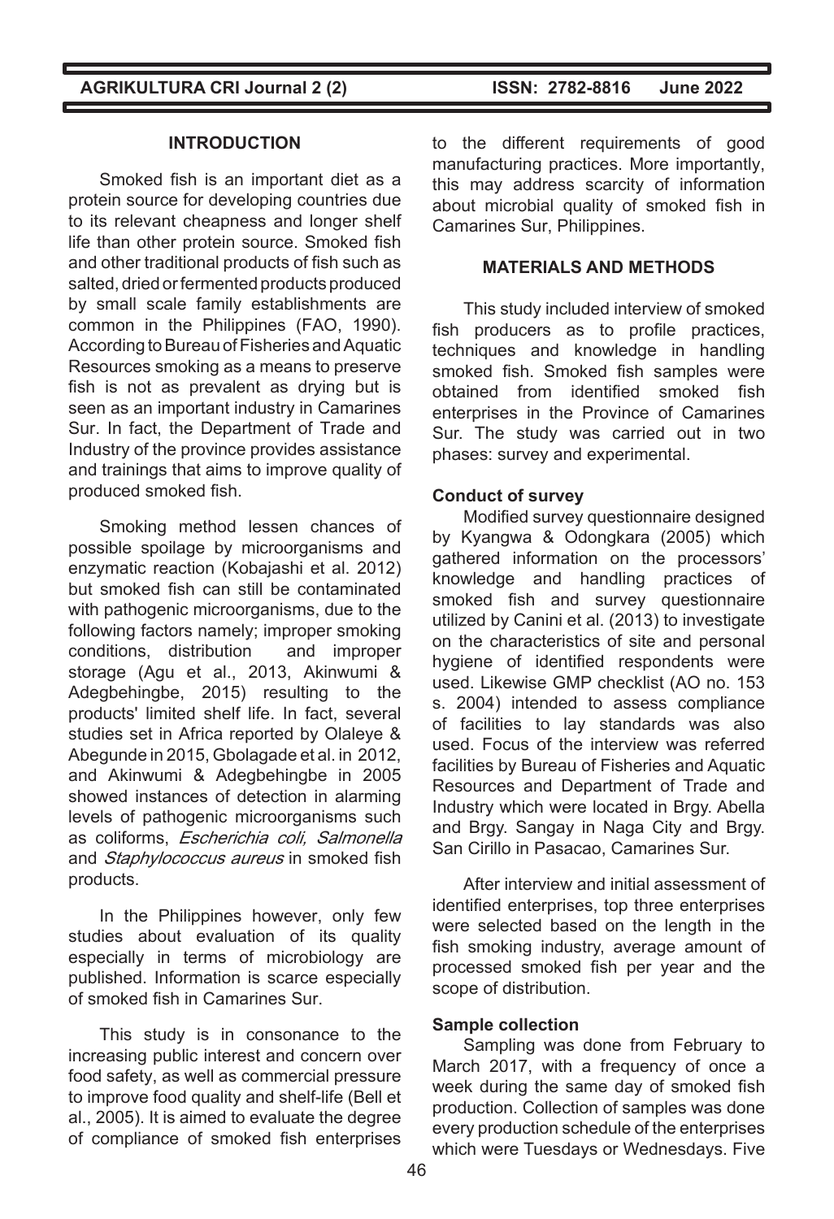## INTRODUCTION

Smoked fish is an important diet as a protein source for developing countries due to its relevant cheapness and longer shelf life than other protein source. Smoked fish and other traditional products of fish such as salted, dried or fermented products produced by small scale family establishments are common in the Philippines (FAO, 1990). According to Bureau of Fisheries and Aquatic Resources smoking as a means to preserve fish is not as prevalent as drying but is seen as an important industry in Camarines Sur. In fact, the Department of Trade and Industry of the province provides assistance and trainings that aims to improve quality of produced smoked fish.

Smoking method lessen chances of possible spoilage by microorganisms and enzymatic reaction (Kobajashi et al. 2012) but smoked fish can still be contaminated with pathogenic microorganisms, due to the following factors namely; improper smoking conditions, distribution and improper storage (Agu et al., 2013, Akinwumi & Adegbehingbe, 2015) resulting to the products' limited shelf life. In fact, several studies set in Africa reported by Olaleye & Abegunde in 2015, Gbolagade et al. in 2012, and Akinwumi & Adegbehingbe in 2005 showed instances of detection in alarming levels of pathogenic microorganisms such as coliforms, *Escherichia coli, Salmonella* and *Staphylococcus aureus* in smoked fish products.

In the Philippines however, only few studies about evaluation of its quality especially in terms of microbiology are published. Information is scarce especially of smoked fish in Camarines Sur.

This study is in consonance to the increasing public interest and concern over food safety, as well as commercial pressure to improve food quality and shelf-life (Bell et al., 2005). It is aimed to evaluate the degree of compliance of smoked fish enterprises to the different requirements of good manufacturing practices. More importantly, this may address scarcity of information about microbial quality of smoked fish in Camarines Sur, Philippines.

## MATERIALS AND METHODS

This study included interview of smoked fish producers as to profile practices, techniques and knowledge in handling smoked fish. Smoked fish samples were obtained from identified smoked fish enterprises in the Province of Camarines Sur. The study was carried out in two phases: survey and experimental.

### Conduct of survey

Modified survey questionnaire designed by Kyangwa & Odongkara (2005) which gathered information on the processors' knowledge and handling practices of smoked fish and survey questionnaire utilized by Canini et al. (2013) to investigate on the characteristics of site and personal hygiene of identified respondents were used. Likewise GMP checklist (AO no. 153 s. 2004) intended to assess compliance of facilities to lay standards was also used. Focus of the interview was referred facilities by Bureau of Fisheries and Aquatic Resources and Department of Trade and Industry which were located in Brgy. Abella and Brgy. Sangay in Naga City and Brgy. San Cirillo in Pasacao, Camarines Sur.

After interview and initial assessment of identified enterprises, top three enterprises were selected based on the length in the fish smoking industry, average amount of processed smoked fish per year and the scope of distribution.

### Sample collection

Sampling was done from February to March 2017, with a frequency of once a week during the same day of smoked fish production. Collection of samples was done every production schedule of the enterprises which were Tuesdays or Wednesdays. Five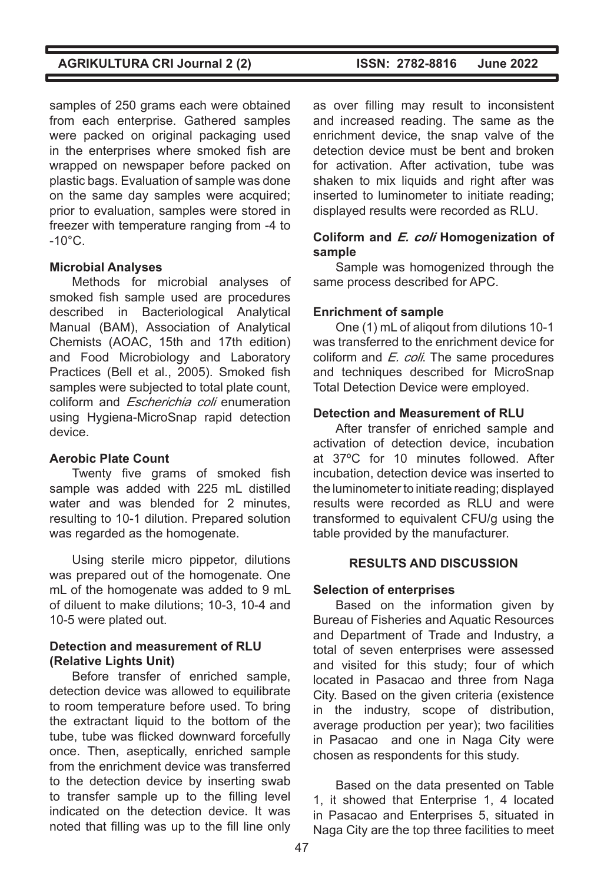samples of 250 grams each were obtained from each enterprise. Gathered samples were packed on original packaging used in the enterprises where smoked fish are wrapped on newspaper before packed on plastic bags. Evaluation of sample was done on the same day samples were acquired; prior to evaluation, samples were stored in freezer with temperature ranging from -4 to -10°C.

**Microbial Analyses**

Methods for microbial analyses of smoked fish sample used are procedures described in Bacteriological Analytical Manual (BAM), Association of Analytical Chemists (AOAC, 15th and 17th edition) and Food Microbiology and Laboratory Practices (Bell et al., 2005). Smoked fish samples were subjected to total plate count, coliform and *Escherichia coli* enumeration using Hygiena-MicroSnap rapid detection device.

**Aerobic Plate Count**

Twenty five grams of smoked fish sample was added with 225 mL distilled water and was blended for 2 minutes, resulting to 10-1 dilution. Prepared solution was regarded as the homogenate.

Using sterile micro pippetor, dilutions was prepared out of the homogenate. One mL of the homogenate was added to 9 mL of diluent to make dilutions; 10-3, 10-4 and 10-5 were plated out.

**Detection and measurement of RLU (Relative Lights Unit)**

Before transfer of enriched sample, detection device was allowed to equilibrate to room temperature before used. To bring the extractant liquid to the bottom of the tube, tube was flicked downward forcefully once. Then, aseptically, enriched sample from the enrichment device was transferred to the detection device by inserting swab to transfer sample up to the filling level indicated on the detection device. It was noted that filling was up to the fill line only as over filling may result to inconsistent and increased reading. The same as the enrichment device, the snap valve of the detection device must be bent and broken for activation. After activation, tube was shaken to mix liquids and right after was inserted to luminometer to initiate reading; displayed results were recorded as RLU.

**Coliform and *E. coli* Homogenization of sample**

Sample was homogenized through the same process described for APC.

**Enrichment of sample**

One (1) mL of aliqout from dilutions 10-1 was transferred to the enrichment device for coliform and *E. coli*. The same procedures and techniques described for MicroSnap Total Detection Device were employed.

**Detection and Measurement of RLU**

After transfer of enriched sample and activation of detection device, incubation at 37ºC for 10 minutes followed. After incubation, detection device was inserted to the luminometer to initiate reading; displayed results were recorded as RLU and were transformed to equivalent CFU/g using the table provided by the manufacturer.

## RESULTS AND DISCUSSION

**Selection of enterprises**

Based on the information given by Bureau of Fisheries and Aquatic Resources and Department of Trade and Industry, a total of seven enterprises were assessed and visited for this study; four of which located in Pasacao and three from Naga City. Based on the given criteria (existence in the industry, scope of distribution, average production per year); two facilities in Pasacao and one in Naga City were chosen as respondents for this study.

Based on the data presented on Table 1, it showed that Enterprise 1, 4 located in Pasacao and Enterprises 5, situated in Naga City are the top three facilities to meet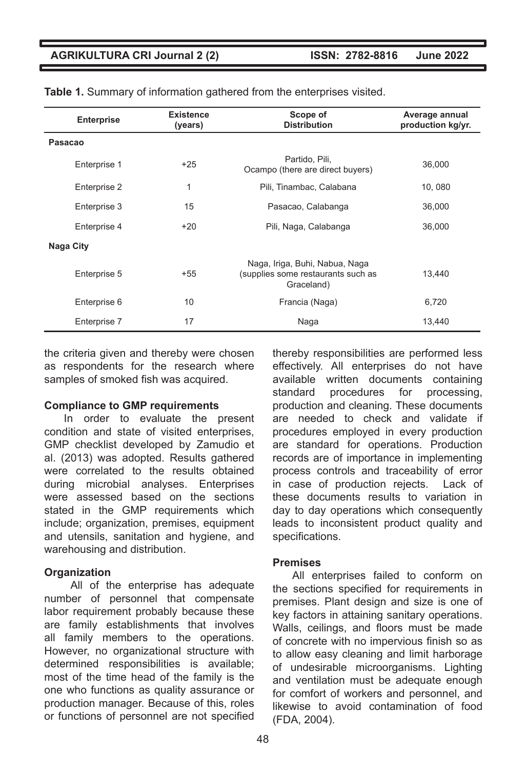**Table 1.** Summary of information gathered from the enterprises visited.

| Enterprise | Existence (years) | Scope of Distribution | Average annual production kg/yr. |
|---|---|---|---|
| **Pasacao** | | | |
| Enterprise 1 | +25 | Partido, Pili, Ocampo (there are direct buyers) | 36,000 |
| Enterprise 2 | 1 | Pili, Tinambac, Calabana | 10, 080 |
| Enterprise 3 | 15 | Pasacao, Calabanga | 36,000 |
| Enterprise 4 | +20 | Pili, Naga, Calabanga | 36,000 |
| **Naga City** | | | |
| Enterprise 5 | +55 | Naga, Iriga, Buhi, Nabua, Naga (supplies some restaurants such as Graceland) | 13,440 |
| Enterprise 6 | 10 | Francia (Naga) | 6,720 |
| Enterprise 7 | 17 | Naga | 13,440 |

the criteria given and thereby were chosen as respondents for the research where samples of smoked fish was acquired.

**Compliance to GMP requirements**

In order to evaluate the present condition and state of visited enterprises, GMP checklist developed by Zamudio et al. (2013) was adopted. Results gathered were correlated to the results obtained during microbial analyses. Enterprises were assessed based on the sections stated in the GMP requirements which include; organization, premises, equipment and utensils, sanitation and hygiene, and warehousing and distribution.

**Organization**

All of the enterprise has adequate number of personnel that compensate labor requirement probably because these are family establishments that involves all family members to the operations. However, no organizational structure with determined responsibilities is available; most of the time head of the family is the one who functions as quality assurance or production manager. Because of this, roles or functions of personnel are not specified thereby responsibilities are performed less effectively. All enterprises do not have available written documents containing standard procedures for processing, production and cleaning. These documents are needed to check and validate if procedures employed in every production are standard for operations. Production records are of importance in implementing process controls and traceability of error in case of production rejects. Lack of these documents results to variation in day to day operations which consequently leads to inconsistent product quality and specifications.

**Premises**

All enterprises failed to conform on the sections specified for requirements in premises. Plant design and size is one of key factors in attaining sanitary operations. Walls, ceilings, and floors must be made of concrete with no impervious finish so as to allow easy cleaning and limit harborage of undesirable microorganisms. Lighting and ventilation must be adequate enough for comfort of workers and personnel, and likewise to avoid contamination of food (FDA, 2004).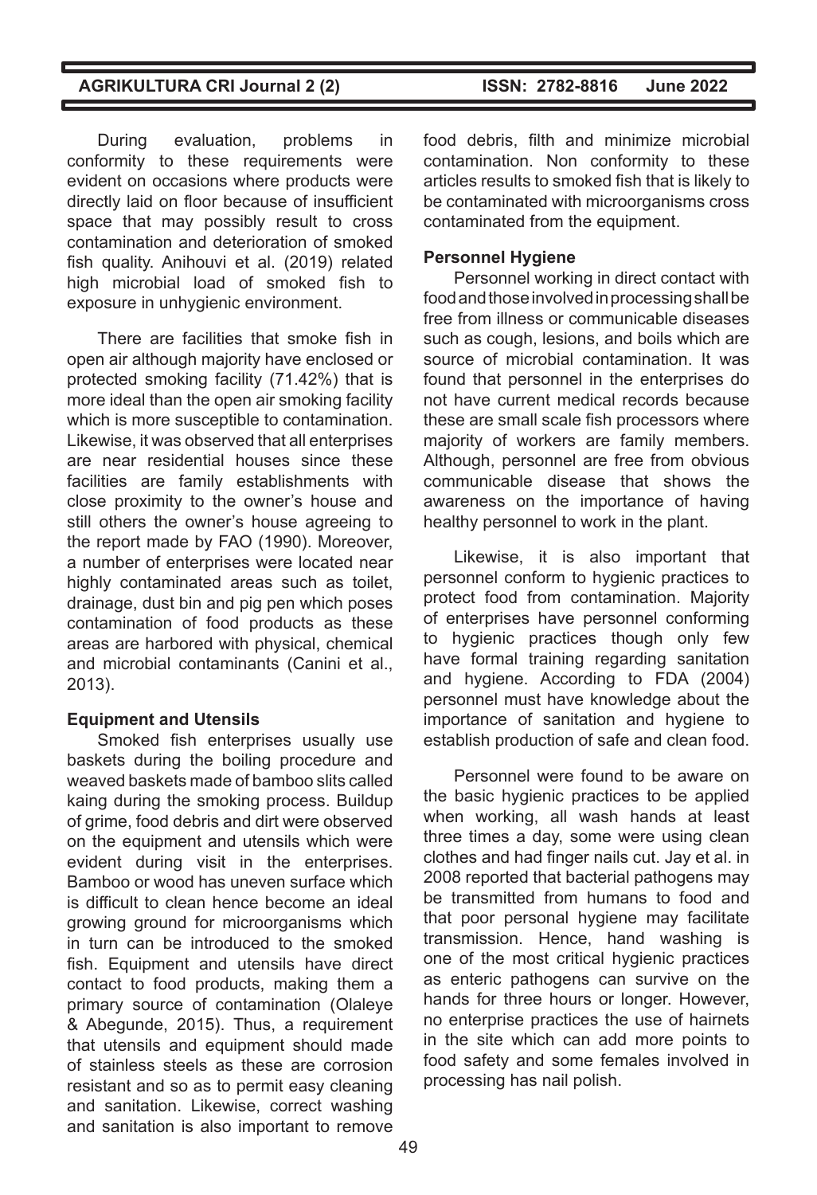During evaluation, problems in conformity to these requirements were evident on occasions where products were directly laid on floor because of insufficient space that may possibly result to cross contamination and deterioration of smoked fish quality. Anihouvi et al. (2019) related high microbial load of smoked fish to exposure in unhygienic environment.

There are facilities that smoke fish in open air although majority have enclosed or protected smoking facility (71.42%) that is more ideal than the open air smoking facility which is more susceptible to contamination. Likewise, it was observed that all enterprises are near residential houses since these facilities are family establishments with close proximity to the owner's house and still others the owner's house agreeing to the report made by FAO (1990). Moreover, a number of enterprises were located near highly contaminated areas such as toilet, drainage, dust bin and pig pen which poses contamination of food products as these areas are harbored with physical, chemical and microbial contaminants (Canini et al., 2013).

**Equipment and Utensils**

Smoked fish enterprises usually use baskets during the boiling procedure and weaved baskets made of bamboo slits called kaing during the smoking process. Buildup of grime, food debris and dirt were observed on the equipment and utensils which were evident during visit in the enterprises. Bamboo or wood has uneven surface which is difficult to clean hence become an ideal growing ground for microorganisms which in turn can be introduced to the smoked fish. Equipment and utensils have direct contact to food products, making them a primary source of contamination (Olaleye & Abegunde, 2015). Thus, a requirement that utensils and equipment should made of stainless steels as these are corrosion resistant and so as to permit easy cleaning and sanitation. Likewise, correct washing and sanitation is also important to remove food debris, filth and minimize microbial contamination. Non conformity to these articles results to smoked fish that is likely to be contaminated with microorganisms cross contaminated from the equipment.

**Personnel Hygiene**

Personnel working in direct contact with food and those involved in processing shall be free from illness or communicable diseases such as cough, lesions, and boils which are source of microbial contamination. It was found that personnel in the enterprises do not have current medical records because these are small scale fish processors where majority of workers are family members. Although, personnel are free from obvious communicable disease that shows the awareness on the importance of having healthy personnel to work in the plant.

Likewise, it is also important that personnel conform to hygienic practices to protect food from contamination. Majority of enterprises have personnel conforming to hygienic practices though only few have formal training regarding sanitation and hygiene. According to FDA (2004) personnel must have knowledge about the importance of sanitation and hygiene to establish production of safe and clean food.

Personnel were found to be aware on the basic hygienic practices to be applied when working, all wash hands at least three times a day, some were using clean clothes and had finger nails cut. Jay et al. in 2008 reported that bacterial pathogens may be transmitted from humans to food and that poor personal hygiene may facilitate transmission. Hence, hand washing is one of the most critical hygienic practices as enteric pathogens can survive on the hands for three hours or longer. However, no enterprise practices the use of hairnets in the site which can add more points to food safety and some females involved in processing has nail polish.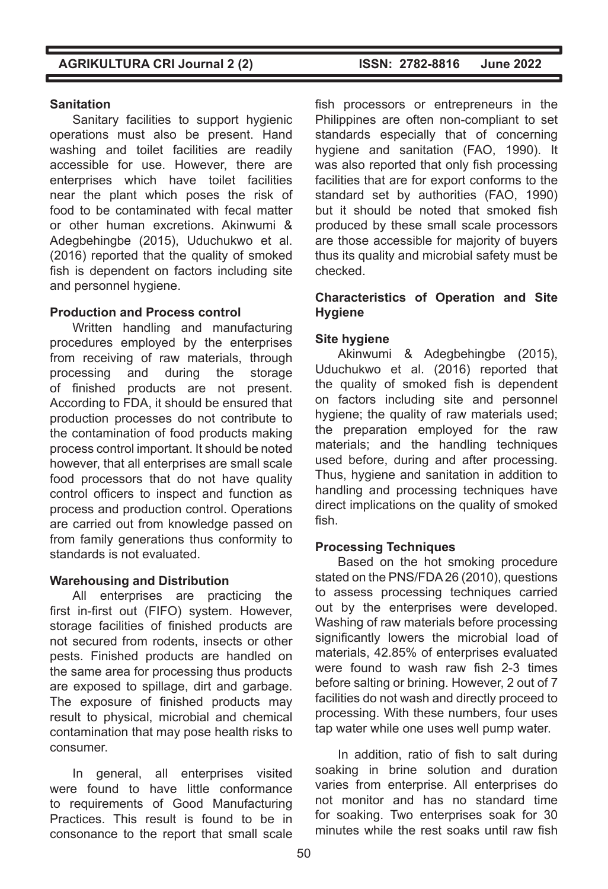**Sanitation**

Sanitary facilities to support hygienic operations must also be present. Hand washing and toilet facilities are readily accessible for use. However, there are enterprises which have toilet facilities near the plant which poses the risk of food to be contaminated with fecal matter or other human excretions. Akinwumi & Adegbehingbe (2015), Uduchukwo et al. (2016) reported that the quality of smoked fish is dependent on factors including site and personnel hygiene.

**Production and Process control**

Written handling and manufacturing procedures employed by the enterprises from receiving of raw materials, through processing and during the storage of finished products are not present. According to FDA, it should be ensured that production processes do not contribute to the contamination of food products making process control important. It should be noted however, that all enterprises are small scale food processors that do not have quality control officers to inspect and function as process and production control. Operations are carried out from knowledge passed on from family generations thus conformity to standards is not evaluated.

**Warehousing and Distribution**

All enterprises are practicing the first in-first out (FIFO) system. However, storage facilities of finished products are not secured from rodents, insects or other pests. Finished products are handled on the same area for processing thus products are exposed to spillage, dirt and garbage. The exposure of finished products may result to physical, microbial and chemical contamination that may pose health risks to consumer.

In general, all enterprises visited were found to have little conformance to requirements of Good Manufacturing Practices. This result is found to be in consonance to the report that small scale fish processors or entrepreneurs in the Philippines are often non-compliant to set standards especially that of concerning hygiene and sanitation (FAO, 1990). It was also reported that only fish processing facilities that are for export conforms to the standard set by authorities (FAO, 1990) but it should be noted that smoked fish produced by these small scale processors are those accessible for majority of buyers thus its quality and microbial safety must be checked.

**Characteristics of Operation and Site Hygiene**

**Site hygiene**

Akinwumi & Adegbehingbe (2015), Uduchukwo et al. (2016) reported that the quality of smoked fish is dependent on factors including site and personnel hygiene; the quality of raw materials used; the preparation employed for the raw materials; and the handling techniques used before, during and after processing. Thus, hygiene and sanitation in addition to handling and processing techniques have direct implications on the quality of smoked fish.

**Processing Techniques**

Based on the hot smoking procedure stated on the PNS/FDA 26 (2010), questions to assess processing techniques carried out by the enterprises were developed. Washing of raw materials before processing significantly lowers the microbial load of materials, 42.85% of enterprises evaluated were found to wash raw fish 2-3 times before salting or brining. However, 2 out of 7 facilities do not wash and directly proceed to processing. With these numbers, four uses tap water while one uses well pump water.

In addition, ratio of fish to salt during soaking in brine solution and duration varies from enterprise. All enterprises do not monitor and has no standard time for soaking. Two enterprises soak for 30 minutes while the rest soaks until raw fish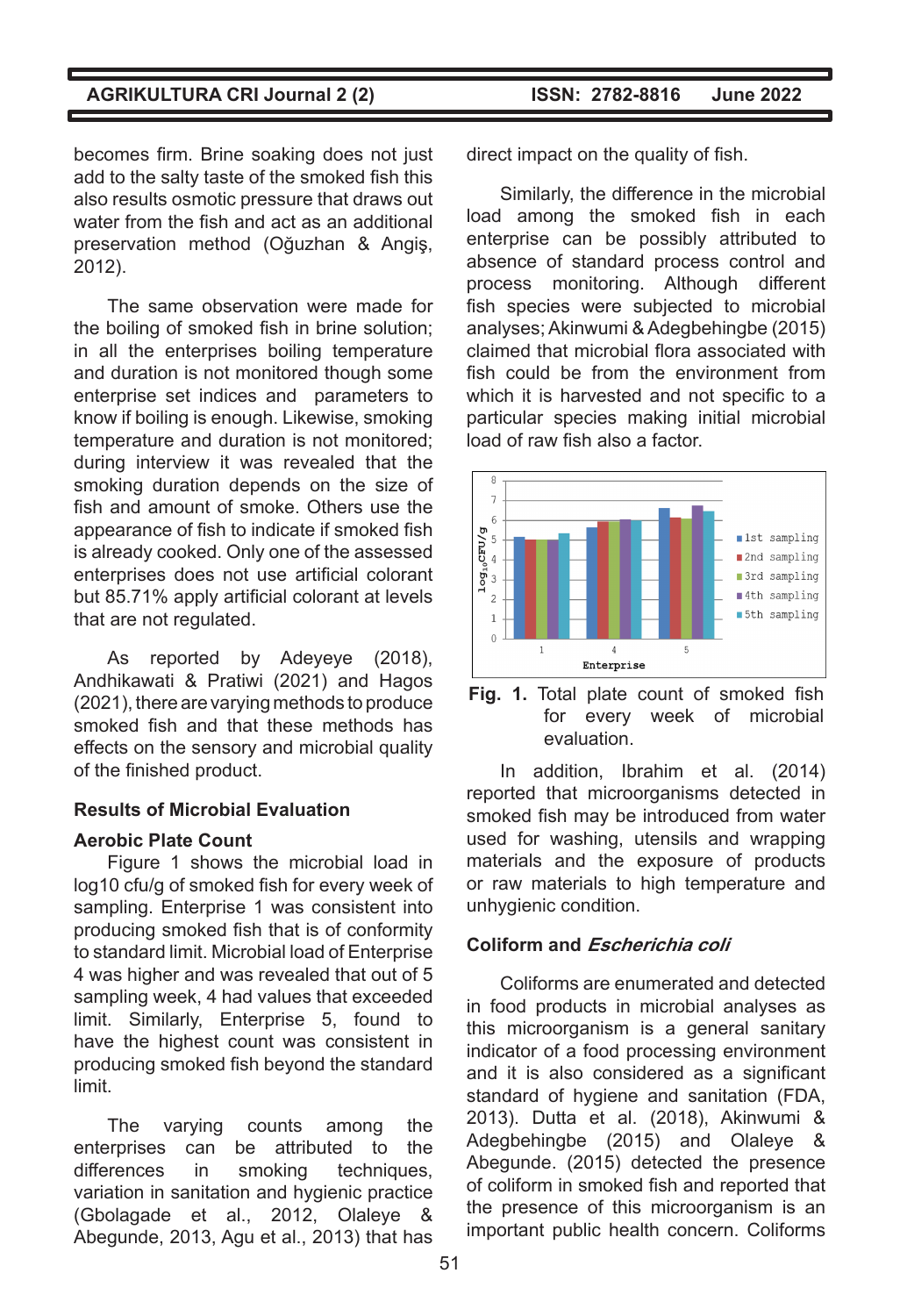becomes firm. Brine soaking does not just add to the salty taste of the smoked fish this also results osmotic pressure that draws out water from the fish and act as an additional preservation method (Oğuzhan & Angiş, 2012).

The same observation were made for the boiling of smoked fish in brine solution; in all the enterprises boiling temperature and duration is not monitored though some enterprise set indices and parameters to know if boiling is enough. Likewise, smoking temperature and duration is not monitored; during interview it was revealed that the smoking duration depends on the size of fish and amount of smoke. Others use the appearance of fish to indicate if smoked fish is already cooked. Only one of the assessed enterprises does not use artificial colorant but 85.71% apply artificial colorant at levels that are not regulated.

As reported by Adeyeye (2018), Andhikawati & Pratiwi (2021) and Hagos (2021), there are varying methods to produce smoked fish and that these methods has effects on the sensory and microbial quality of the finished product.

### Results of Microbial Evaluation

#### Aerobic Plate Count

Figure 1 shows the microbial load in log10 cfu/g of smoked fish for every week of sampling. Enterprise 1 was consistent into producing smoked fish that is of conformity to standard limit. Microbial load of Enterprise 4 was higher and was revealed that out of 5 sampling week, 4 had values that exceeded limit. Similarly, Enterprise 5, found to have the highest count was consistent in producing smoked fish beyond the standard limit.

The varying counts among the enterprises can be attributed to the differences in smoking techniques, variation in sanitation and hygienic practice (Gbolagade et al., 2012, Olaleye & Abegunde, 2013, Agu et al., 2013) that has direct impact on the quality of fish.

Similarly, the difference in the microbial load among the smoked fish in each enterprise can be possibly attributed to absence of standard process control and process monitoring. Although different fish species were subjected to microbial analyses; Akinwumi & Adegbehingbe (2015) claimed that microbial flora associated with fish could be from the environment from which it is harvested and not specific to a particular species making initial microbial load of raw fish also a factor.

**Fig. 1.** Total plate count of smoked fish for every week of microbial evaluation.

In addition, Ibrahim et al. (2014) reported that microorganisms detected in smoked fish may be introduced from water used for washing, utensils and wrapping materials and the exposure of products or raw materials to high temperature and unhygienic condition.

#### Coliform and *Escherichia coli*

Coliforms are enumerated and detected in food products in microbial analyses as this microorganism is a general sanitary indicator of a food processing environment and it is also considered as a significant standard of hygiene and sanitation (FDA, 2013). Dutta et al. (2018), Akinwumi & Adegbehingbe (2015) and Olaleye & Abegunde. (2015) detected the presence of coliform in smoked fish and reported that the presence of this microorganism is an important public health concern. Coliforms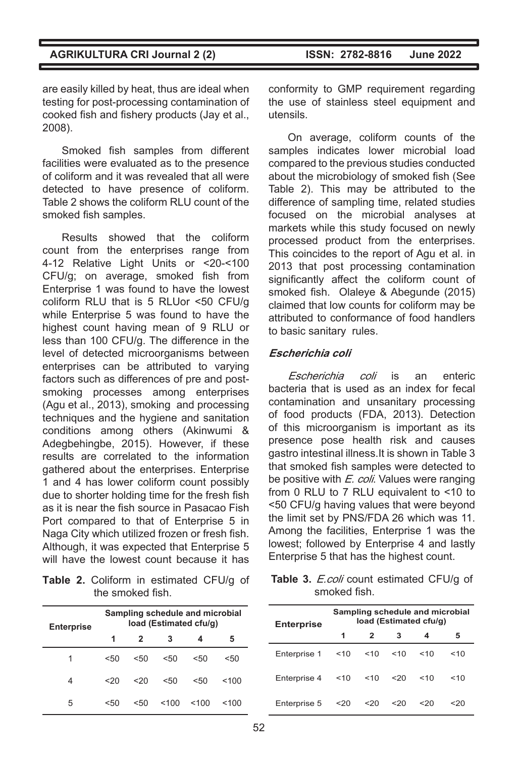are easily killed by heat, thus are ideal when testing for post-processing contamination of cooked fish and fishery products (Jay et al., 2008).

Smoked fish samples from different facilities were evaluated as to the presence of coliform and it was revealed that all were detected to have presence of coliform. Table 2 shows the coliform RLU count of the smoked fish samples.

Results showed that the coliform count from the enterprises range from 4-12 Relative Light Units or <20-<100 CFU/g; on average, smoked fish from Enterprise 1 was found to have the lowest coliform RLU that is 5 RLUor <50 CFU/g while Enterprise 5 was found to have the highest count having mean of 9 RLU or less than 100 CFU/g. The difference in the level of detected microorganisms between enterprises can be attributed to varying factors such as differences of pre and post-smoking processes among enterprises (Agu et al., 2013), smoking and processing techniques and the hygiene and sanitation conditions among others (Akinwumi & Adegbehingbe, 2015). However, if these results are correlated to the information gathered about the enterprises. Enterprise 1 and 4 has lower coliform count possibly due to shorter holding time for the fresh fish as it is near the fish source in Pasacao Fish Port compared to that of Enterprise 5 in Naga City which utilized frozen or fresh fish. Although, it was expected that Enterprise 5 will have the lowest count because it has conformity to GMP requirement regarding the use of stainless steel equipment and utensils.

**Table 2.** Coliform in estimated CFU/g of the smoked fish.

| Enterprise | Sampling schedule and microbial load (Estimated cfu/g) | | | | |
|---|---|---|---|---|---|
| | 1 | 2 | 3 | 4 | 5 |
| 1 | <50 | <50 | <50 | <50 | <50 |
| 4 | <20 | <20 | <50 | <50 | <100 |
| 5 | <50 | <50 | <100 | <100 | <100 |

On average, coliform counts of the samples indicates lower microbial load compared to the previous studies conducted about the microbiology of smoked fish (See Table 2). This may be attributed to the difference of sampling time, related studies focused on the microbial analyses at markets while this study focused on newly processed product from the enterprises. This coincides to the report of Agu et al. in 2013 that post processing contamination significantly affect the coliform count of smoked fish. Olaleye & Abegunde (2015) claimed that low counts for coliform may be attributed to conformance of food handlers to basic sanitary rules.

### *Escherichia coli*

*Escherichia coli* is an enteric bacteria that is used as an index for fecal contamination and unsanitary processing of food products (FDA, 2013). Detection of this microorganism is important as its presence pose health risk and causes gastro intestinal illness.It is shown in Table 3 that smoked fish samples were detected to be positive with *E. coli*. Values were ranging from 0 RLU to 7 RLU equivalent to <10 to <50 CFU/g having values that were beyond the limit set by PNS/FDA 26 which was 11. Among the facilities, Enterprise 1 was the lowest; followed by Enterprise 4 and lastly Enterprise 5 that has the highest count.

**Table 3.** *E.coli* count estimated CFU/g of smoked fish.

| Enterprise | Sampling schedule and microbial load (Estimated cfu/g) | | | | |
|---|---|---|---|---|---|
| | 1 | 2 | 3 | 4 | 5 |
| Enterprise 1 | <10 | <10 | <10 | <10 | <10 |
| Enterprise 4 | <10 | <10 | <20 | <10 | <10 |
| Enterprise 5 | <20 | <20 | <20 | <20 | <20 |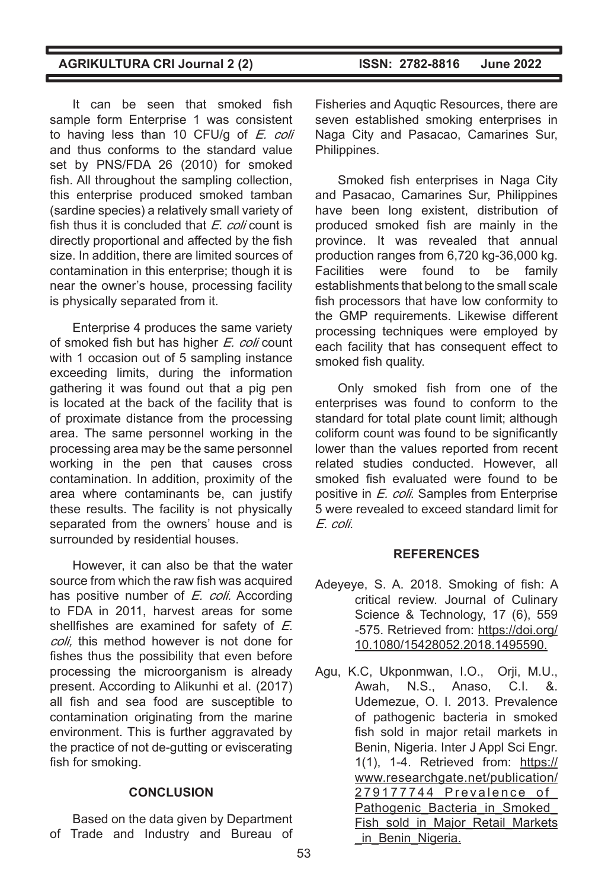It can be seen that smoked fish sample form Enterprise 1 was consistent to having less than 10 CFU/g of *E. coli* and thus conforms to the standard value set by PNS/FDA 26 (2010) for smoked fish. All throughout the sampling collection, this enterprise produced smoked tamban (sardine species) a relatively small variety of fish thus it is concluded that *E. coli* count is directly proportional and affected by the fish size. In addition, there are limited sources of contamination in this enterprise; though it is near the owner's house, processing facility is physically separated from it.

Enterprise 4 produces the same variety of smoked fish but has higher *E. coli* count with 1 occasion out of 5 sampling instance exceeding limits, during the information gathering it was found out that a pig pen is located at the back of the facility that is of proximate distance from the processing area. The same personnel working in the processing area may be the same personnel working in the pen that causes cross contamination. In addition, proximity of the area where contaminants be, can justify these results. The facility is not physically separated from the owners' house and is surrounded by residential houses.

However, it can also be that the water source from which the raw fish was acquired has positive number of *E. coli.* According to FDA in 2011, harvest areas for some shellfishes are examined for safety of *E. coli,* this method however is not done for fishes thus the possibility that even before processing the microorganism is already present. According to Alikunhi et al. (2017) all fish and sea food are susceptible to contamination originating from the marine environment. This is further aggravated by the practice of not de-gutting or eviscerating fish for smoking.

## CONCLUSION

Based on the data given by Department of Trade and Industry and Bureau of Fisheries and Aquqtic Resources, there are seven established smoking enterprises in Naga City and Pasacao, Camarines Sur, Philippines.

Smoked fish enterprises in Naga City and Pasacao, Camarines Sur, Philippines have been long existent, distribution of produced smoked fish are mainly in the province. It was revealed that annual production ranges from 6,720 kg-36,000 kg. Facilities were found to be family establishments that belong to the small scale fish processors that have low conformity to the GMP requirements. Likewise different processing techniques were employed by each facility that has consequent effect to smoked fish quality.

Only smoked fish from one of the enterprises was found to conform to the standard for total plate count limit; although coliform count was found to be significantly lower than the values reported from recent related studies conducted. However, all smoked fish evaluated were found to be positive in *E. coli*. Samples from Enterprise 5 were revealed to exceed standard limit for *E. coli.*

## REFERENCES

Adeyeye, S. A. 2018. Smoking of fish: A critical review. Journal of Culinary Science & Technology, 17 (6), 559 -575. Retrieved from: https://doi.org/10.1080/15428052.2018.1495590.

Agu, K.C, Ukponmwan, I.O., Orji, M.U., Awah, N.S., Anaso, C.I. &. Udemezue, O. I. 2013. Prevalence of pathogenic bacteria in smoked fish sold in major retail markets in Benin, Nigeria. Inter J Appl Sci Engr. 1(1), 1-4. Retrieved from: https://www.researchgate.net/publication/279177744_Prevalence_of_Pathogenic_Bacteria_in_Smoked_Fish_sold_in_Major_Retail_Markets_in_Benin_Nigeria.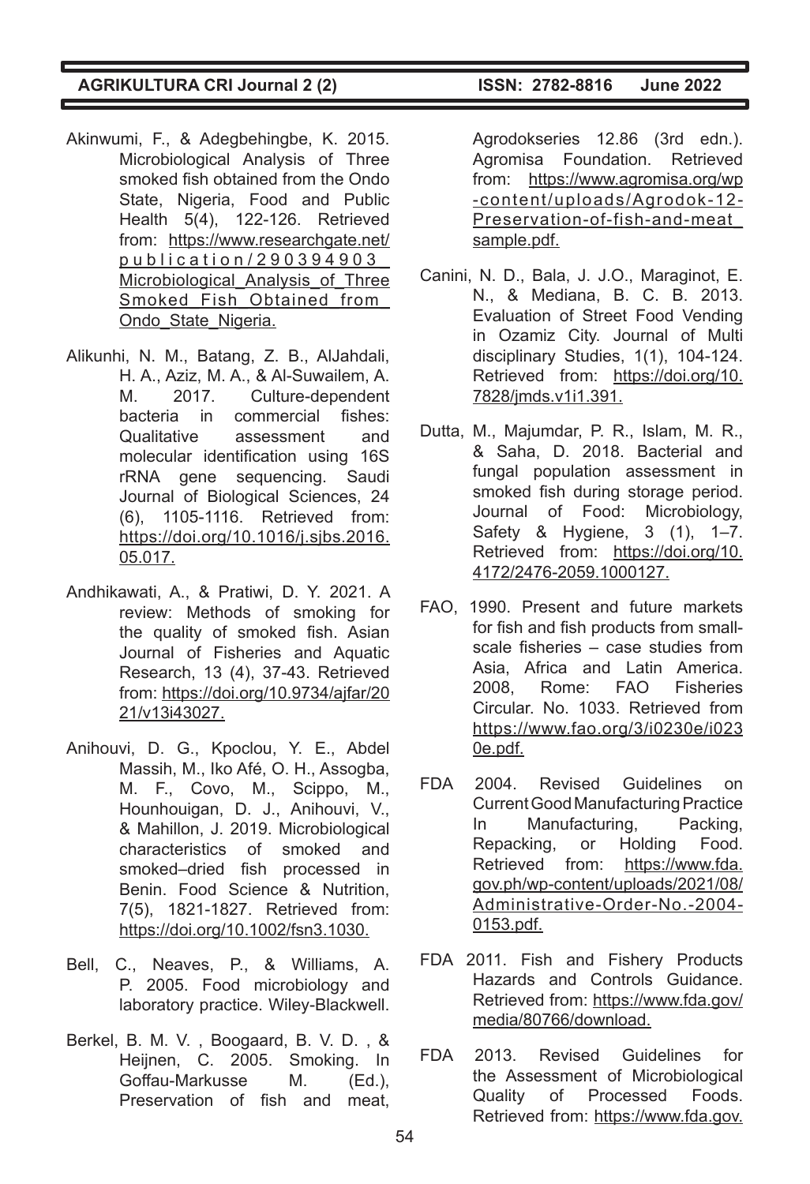Akinwumi, F., & Adegbehingbe, K. 2015. Microbiological Analysis of Three smoked fish obtained from the Ondo State, Nigeria, Food and Public Health 5(4), 122-126. Retrieved from: https://www.researchgate.net/publication/290394903_Microbiological_Analysis_of_Three_Smoked_Fish_Obtained_from_Ondo_State_Nigeria.

Alikunhi, N. M., Batang, Z. B., AlJahdali, H. A., Aziz, M. A., & Al-Suwailem, A. M. 2017. Culture-dependent bacteria in commercial fishes: Qualitative assessment and molecular identification using 16S rRNA gene sequencing. Saudi Journal of Biological Sciences, 24 (6), 1105-1116. Retrieved from: https://doi.org/10.1016/j.sjbs.2016.05.017.

Andhikawati, A., & Pratiwi, D. Y. 2021. A review: Methods of smoking for the quality of smoked fish. Asian Journal of Fisheries and Aquatic Research, 13 (4), 37-43. Retrieved from: https://doi.org/10.9734/ajfar/2021/v13i43027.

Anihouvi, D. G., Kpoclou, Y. E., Abdel Massih, M., Iko Afé, O. H., Assogba, M. F., Covo, M., Scippo, M., Hounhouigan, D. J., Anihouvi, V., & Mahillon, J. 2019. Microbiological characteristics of smoked and smoked–dried fish processed in Benin. Food Science & Nutrition, 7(5), 1821-1827. Retrieved from: https://doi.org/10.1002/fsn3.1030.

Bell, C., Neaves, P., & Williams, A. P. 2005. Food microbiology and laboratory practice. Wiley-Blackwell.

Berkel, B. M. V. , Boogaard, B. V. D. , & Heijnen, C. 2005. Smoking. In Goffau-Markusse M. (Ed.), Preservation of fish and meat, Agrodokseries 12.86 (3rd edn.). Agromisa Foundation. Retrieved from: https://www.agromisa.org/wp-content/uploads/Agrodok-12-Preservation-of-fish-and-meat_sample.pdf.

Canini, N. D., Bala, J. J.O., Maraginot, E. N., & Mediana, B. C. B. 2013. Evaluation of Street Food Vending in Ozamiz City. Journal of Multi disciplinary Studies, 1(1), 104-124. Retrieved from: https://doi.org/10.7828/jmds.v1i1.391.

Dutta, M., Majumdar, P. R., Islam, M. R., & Saha, D. 2018. Bacterial and fungal population assessment in smoked fish during storage period. Journal of Food: Microbiology, Safety & Hygiene, 3 (1), 1–7. Retrieved from: https://doi.org/10.4172/2476-2059.1000127.

FAO, 1990. Present and future markets for fish and fish products from small-scale fisheries – case studies from Asia, Africa and Latin America. 2008, Rome: FAO Fisheries Circular. No. 1033. Retrieved from https://www.fao.org/3/i0230e/i0230e.pdf.

FDA 2004. Revised Guidelines on Current Good Manufacturing Practice In Manufacturing, Packing, Repacking, or Holding Food. Retrieved from: https://www.fda.gov.ph/wp-content/uploads/2021/08/Administrative-Order-No.-2004-0153.pdf.

FDA 2011. Fish and Fishery Products Hazards and Controls Guidance. Retrieved from: https://www.fda.gov/media/80766/download.

FDA 2013. Revised Guidelines for the Assessment of Microbiological Quality of Processed Foods. Retrieved from: https://www.fda.gov.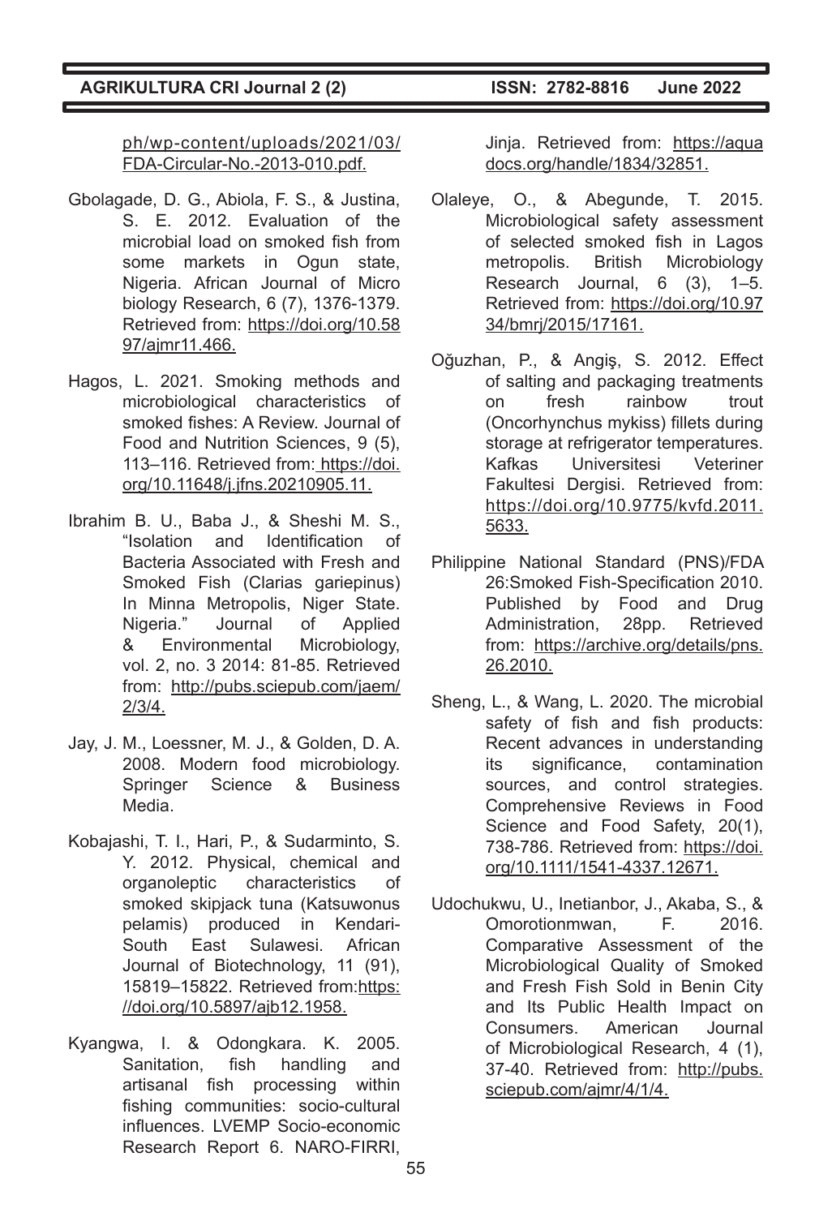ph/wp-content/uploads/2021/03/FDA-Circular-No.-2013-010.pdf.

Gbolagade, D. G., Abiola, F. S., & Justina, S. E. 2012. Evaluation of the microbial load on smoked fish from some markets in Ogun state, Nigeria. African Journal of Micro biology Research, 6 (7), 1376-1379. Retrieved from: https://doi.org/10.5897/ajmr11.466.

Hagos, L. 2021. Smoking methods and microbiological characteristics of smoked fishes: A Review. Journal of Food and Nutrition Sciences, 9 (5), 113–116. Retrieved from: https://doi.org/10.11648/j.jfns.20210905.11.

Ibrahim B. U., Baba J., & Sheshi M. S., "Isolation and Identification of Bacteria Associated with Fresh and Smoked Fish (Clarias gariepinus) In Minna Metropolis, Niger State. Nigeria." Journal of Applied & Environmental Microbiology, vol. 2, no. 3 2014: 81-85. Retrieved from: http://pubs.sciepub.com/jaem/2/3/4.

Jay, J. M., Loessner, M. J., & Golden, D. A. 2008. Modern food microbiology. Springer Science & Business Media.

Kobajashi, T. I., Hari, P., & Sudarminto, S. Y. 2012. Physical, chemical and organoleptic characteristics of smoked skipjack tuna (Katsuwonus pelamis) produced in Kendari-South East Sulawesi. African Journal of Biotechnology, 11 (91), 15819–15822. Retrieved from:https://doi.org/10.5897/ajb12.1958.

Kyangwa, I. & Odongkara. K. 2005. Sanitation, fish handling and artisanal fish processing within fishing communities: socio-cultural influences. LVEMP Socio-economic Research Report 6. NARO-FIRRI, Jinja. Retrieved from: https://aquadocs.org/handle/1834/32851.

Olaleye, O., & Abegunde, T. 2015. Microbiological safety assessment of selected smoked fish in Lagos metropolis. British Microbiology Research Journal, 6 (3), 1–5. Retrieved from: https://doi.org/10.9734/bmrj/2015/17161.

Oğuzhan, P., & Angiş, S. 2012. Effect of salting and packaging treatments on fresh rainbow trout (Oncorhynchus mykiss) fillets during storage at refrigerator temperatures. Kafkas Universitesi Veteriner Fakultesi Dergisi. Retrieved from: https://doi.org/10.9775/kvfd.2011.5633.

Philippine National Standard (PNS)/FDA 26:Smoked Fish-Specification 2010. Published by Food and Drug Administration, 28pp. Retrieved from: https://archive.org/details/pns.26.2010.

Sheng, L., & Wang, L. 2020. The microbial safety of fish and fish products: Recent advances in understanding its significance, contamination sources, and control strategies. Comprehensive Reviews in Food Science and Food Safety, 20(1), 738-786. Retrieved from: https://doi.org/10.1111/1541-4337.12671.

Udochukwu, U., Inetianbor, J., Akaba, S., & Omorotionmwan, F. 2016. Comparative Assessment of the Microbiological Quality of Smoked and Fresh Fish Sold in Benin City and Its Public Health Impact on Consumers. American Journal of Microbiological Research, 4 (1), 37-40. Retrieved from: http://pubs.sciepub.com/ajmr/4/1/4.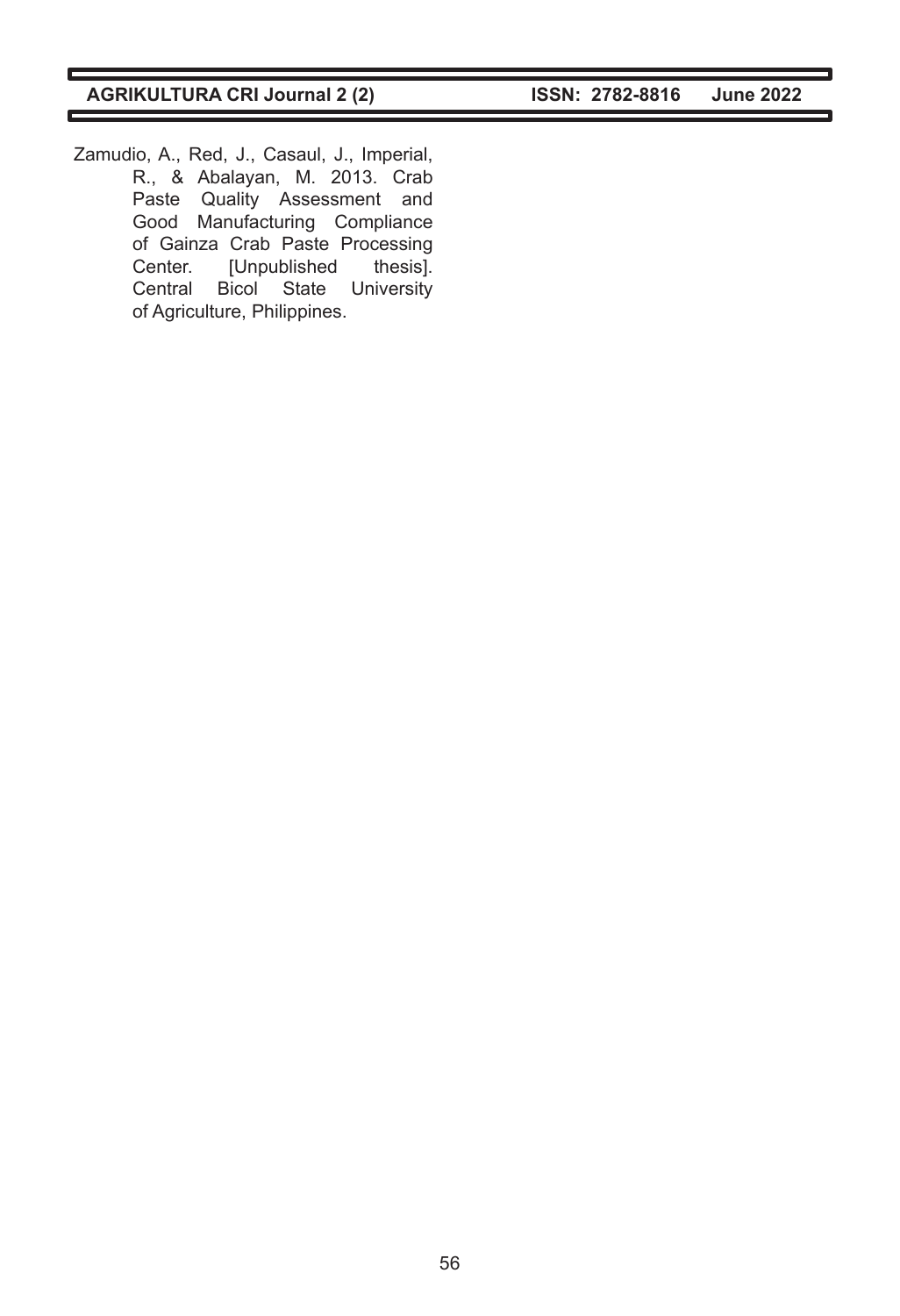Zamudio, A., Red, J., Casaul, J., Imperial, R., & Abalayan, M. 2013. Crab Paste Quality Assessment and Good Manufacturing Compliance of Gainza Crab Paste Processing Center. [Unpublished thesis]. Central Bicol State University of Agriculture, Philippines.